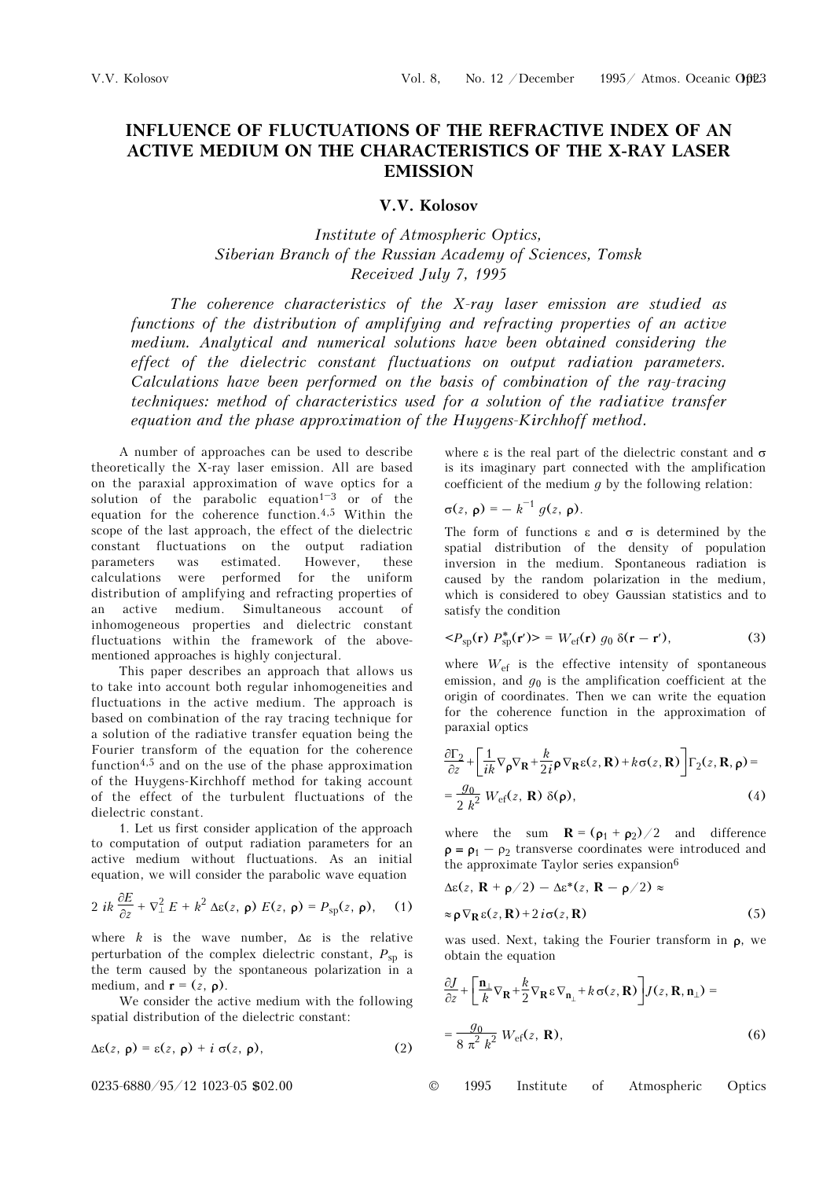# INFLUENCE OF FLUCTUATIONS OF THE REFRACTIVE INDEX OF AN ACTIVE MEDIUM ON THE CHARACTERISTICS OF THE X-RAY LASER EMISSION

## V.V. Kolosov

*Institute of Atmospheric Optics,*
*Siberian Branch of the Russian Academy of Sciences, Tomsk*
*Received July 7, 1995*

*The coherence characteristics of the X-ray laser emission are studied as functions of the distribution of amplifying and refracting properties of an active medium. Analytical and numerical solutions have been obtained considering the effect of the dielectric constant fluctuations on output radiation parameters. Calculations have been performed on the basis of combination of the ray-tracing techniques: method of characteristics used for a solution of the radiative transfer equation and the phase approximation of the Huygens-Kirchhoff method.*

A number of approaches can be used to describe theoretically the X-ray laser emission. All are based on the paraxial approximation of wave optics for a solution of the parabolic equation[1–3] or of the equation for the coherence function.[4,5] Within the scope of the last approach, the effect of the dielectric constant fluctuations on the output radiation parameters was estimated. However, these calculations were performed for the uniform distribution of amplifying and refracting properties of an active medium. Simultaneous account of inhomogeneous properties and dielectric constant fluctuations within the framework of the above-mentioned approaches is highly conjectural.

This paper describes an approach that allows us to take into account both regular inhomogeneities and fluctuations in the active medium. The approach is based on combination of the ray tracing technique for a solution of the radiative transfer equation being the Fourier transform of the equation for the coherence function[4,5] and on the use of the phase approximation of the Huygens-Kirchhoff method for taking account of the effect of the turbulent fluctuations of the dielectric constant.

1. Let us first consider application of the approach to computation of output radiation parameters for an active medium without fluctuations. As an initial equation, we will consider the parabolic wave equation

$$2\,ik\,\frac{\partial E}{\partial z} + \nabla_{\perp}^{2}\,E + k^{2}\,\Delta\varepsilon(z,\,\boldsymbol{\rho})\,E(z,\,\boldsymbol{\rho}) = P_{\text{sp}}(z,\,\boldsymbol{\rho}), \quad (1)$$

where $k$ is the wave number, $\Delta\varepsilon$ is the relative perturbation of the complex dielectric constant, $P_{\text{sp}}$ is the term caused by the spontaneous polarization in a medium, and $\mathbf{r} = (z,\,\boldsymbol{\rho})$.

We consider the active medium with the following spatial distribution of the dielectric constant:

$$\Delta\varepsilon(z,\,\boldsymbol{\rho}) = \varepsilon(z,\,\boldsymbol{\rho}) + i\,\sigma(z,\,\boldsymbol{\rho}), \quad (2)$$

where $\varepsilon$ is the real part of the dielectric constant and $\sigma$ is its imaginary part connected with the amplification coefficient of the medium $g$ by the following relation:

$$\sigma(z,\,\boldsymbol{\rho}) = -\,k^{-1}\,g(z,\,\boldsymbol{\rho}).$$

The form of functions $\varepsilon$ and $\sigma$ is determined by the spatial distribution of the density of population inversion in the medium. Spontaneous radiation is caused by the random polarization in the medium, which is considered to obey Gaussian statistics and to satisfy the condition

$$\langle P_{\text{sp}}(\mathbf{r})\,P^{*}_{\text{sp}}(\mathbf{r}')\rangle = W_{\text{ef}}(\mathbf{r})\,g_{0}\,\delta(\mathbf{r}-\mathbf{r}'), \quad (3)$$

where $W_{\text{ef}}$ is the effective intensity of spontaneous emission, and $g_0$ is the amplification coefficient at the origin of coordinates. Then we can write the equation for the coherence function in the approximation of paraxial optics

$$\frac{\partial \Gamma_2}{\partial z} + \left[\frac{1}{ik}\nabla_{\boldsymbol{\rho}}\nabla_{\mathbf{R}} + \frac{k}{2i}\boldsymbol{\rho}\,\nabla_{\mathbf{R}}\varepsilon(z,\mathbf{R}) + k\sigma(z,\mathbf{R})\right]\Gamma_2(z,\mathbf{R},\boldsymbol{\rho}) = \frac{g_0}{2\,k^2}\,W_{\text{ef}}(z,\,\mathbf{R})\,\delta(\boldsymbol{\rho}), \quad (4)$$

where the sum $\mathbf{R} = (\boldsymbol{\rho}_1 + \boldsymbol{\rho}_2)/2$ and difference $\boldsymbol{\rho} = \boldsymbol{\rho}_1 - \boldsymbol{\rho}_2$ transverse coordinates were introduced and the approximate Taylor series expansion[6]

$$\Delta\varepsilon(z,\,\mathbf{R}+\boldsymbol{\rho}/2) - \Delta\varepsilon^{*}(z,\,\mathbf{R}-\boldsymbol{\rho}/2) \approx \boldsymbol{\rho}\,\nabla_{\mathbf{R}}\,\varepsilon(z,\mathbf{R}) + 2\,i\,\sigma(z,\mathbf{R}) \quad (5)$$

was used. Next, taking the Fourier transform in $\boldsymbol{\rho}$, we obtain the equation

$$\frac{\partial J}{\partial z} + \left[\frac{\mathbf{n}_{\perp}}{k}\nabla_{\mathbf{R}} + \frac{k}{2}\nabla_{\mathbf{R}}\,\varepsilon\,\nabla_{\mathbf{n}_{\perp}} + k\,\sigma(z,\mathbf{R})\right]J(z,\mathbf{R},\mathbf{n}_{\perp}) = \frac{g_0}{8\,\pi^2\,k^2}\,W_{\text{ef}}(z,\,\mathbf{R}), \quad (6)$$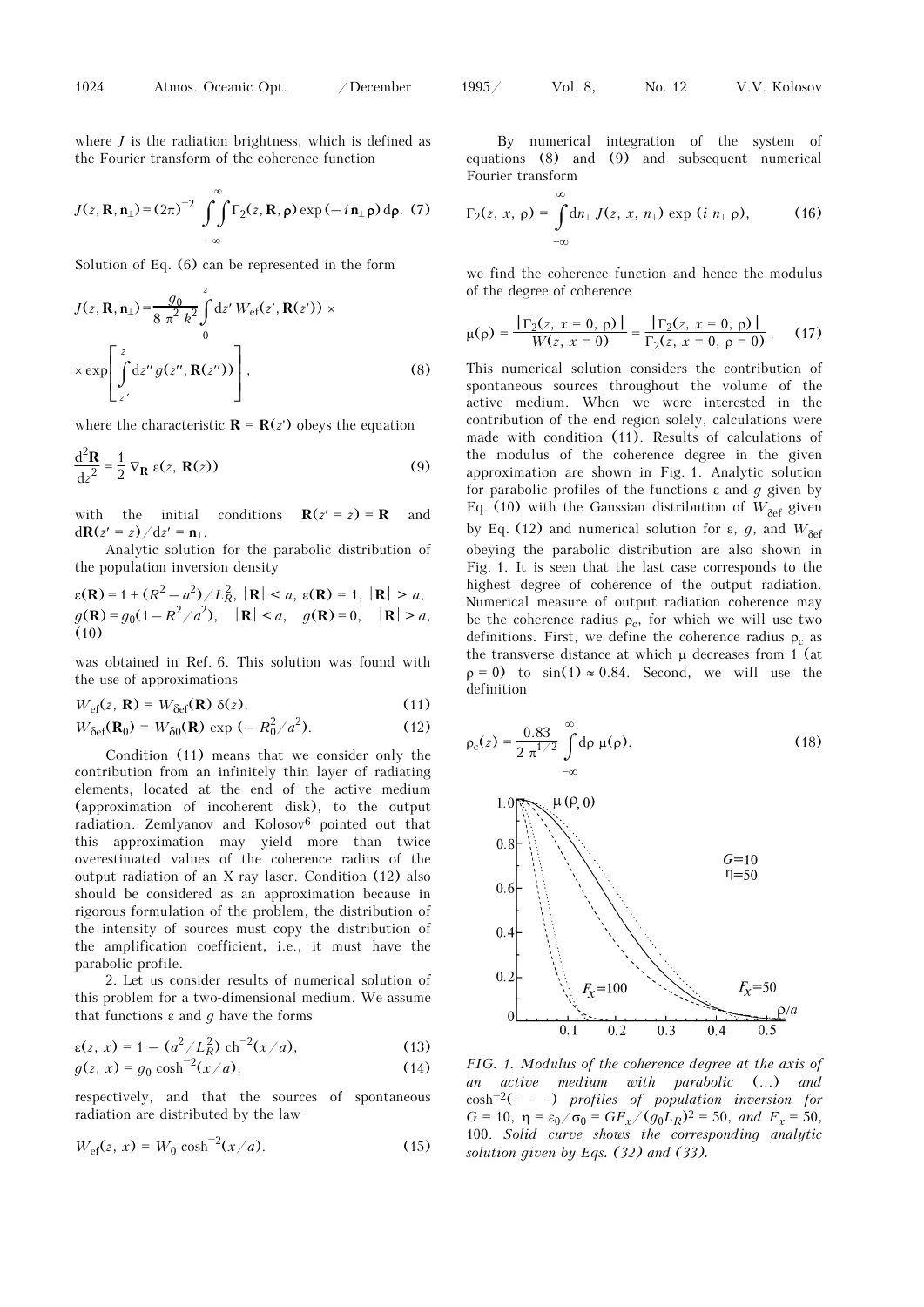where $J$ is the radiation brightness, which is defined as the Fourier transform of the coherence function

$$J(z, \mathbf{R}, \mathbf{n}_\perp) = (2\pi)^{-2} \int\int_{-\infty}^{\infty} \Gamma_2(z, \mathbf{R}, \boldsymbol{\rho}) \exp(-i\, \mathbf{n}_\perp \boldsymbol{\rho})\, \mathrm{d}\boldsymbol{\rho}. \quad (7)$$

Solution of Eq. (6) can be represented in the form

$$J(z, \mathbf{R}, \mathbf{n}_\perp) = \frac{g_0}{8\,\pi^2\, k^2} \int_0^z \mathrm{d}z'\, W_{\mathrm{ef}}(z', \mathbf{R}(z')) \times \exp\left[\int_{z'}^{z} \mathrm{d}z''\, g(z'', \mathbf{R}(z''))\right], \quad (8)$$

where the characteristic $\mathbf{R} = \mathbf{R}(z')$ obeys the equation

$$\frac{\mathrm{d}^2\mathbf{R}}{\mathrm{d}z^2} = \frac{1}{2}\, \nabla_{\mathbf{R}}\, \varepsilon(z, \mathbf{R}(z)) \quad (9)$$

with the initial conditions $\mathbf{R}(z' = z) = \mathbf{R}$ and $\mathrm{d}\mathbf{R}(z' = z)/\mathrm{d}z' = \mathbf{n}_\perp$.

Analytic solution for the parabolic distribution of the population inversion density

$$\varepsilon(\mathbf{R}) = 1 + (R^2 - a^2)/L_R^2,\ |\mathbf{R}| < a,\ \varepsilon(\mathbf{R}) = 1,\ |\mathbf{R}| > a,$$
$$g(\mathbf{R}) = g_0(1 - R^2/a^2),\quad |\mathbf{R}| < a,\quad g(\mathbf{R}) = 0,\quad |\mathbf{R}| > a, \quad (10)$$

was obtained in Ref. 6. This solution was found with the use of approximations

$$W_{\mathrm{ef}}(z, \mathbf{R}) = W_{\delta\mathrm{ef}}(\mathbf{R})\, \delta(z), \quad (11)$$

$$W_{\delta\mathrm{ef}}(\mathbf{R}_0) = W_{\delta 0}(\mathbf{R}) \exp(-R_0^2/a^2). \quad (12)$$

Condition (11) means that we consider only the contribution from an infinitely thin layer of radiating elements, located at the end of the active medium (approximation of incoherent disk), to the output radiation. Zemlyanov and Kolosov[6] pointed out that this approximation may yield more than twice overestimated values of the coherence radius of the output radiation of an X-ray laser. Condition (12) also should be considered as an approximation because in rigorous formulation of the problem, the distribution of the intensity of sources must copy the distribution of the amplification coefficient, i.e., it must have the parabolic profile.

2. Let us consider results of numerical solution of this problem for a two-dimensional medium. We assume that functions $\varepsilon$ and $g$ have the forms

$$\varepsilon(z, x) = 1 - (a^2/L_R^2)\, \mathrm{ch}^{-2}(x/a), \quad (13)$$

$$g(z, x) = g_0 \cosh^{-2}(x/a), \quad (14)$$

respectively, and that the sources of spontaneous radiation are distributed by the law

$$W_{\mathrm{ef}}(z, x) = W_0 \cosh^{-2}(x/a). \quad (15)$$

By numerical integration of the system of equations (8) and (9) and subsequent numerical Fourier transform

$$\Gamma_2(z, x, \rho) = \int_{-\infty}^{\infty} \mathrm{d}n_\perp\, J(z, x, n_\perp) \exp(i\, n_\perp\, \rho), \quad (16)$$

we find the coherence function and hence the modulus of the degree of coherence

$$\mu(\rho) = \frac{|\Gamma_2(z, x = 0, \rho)|}{W(z, x = 0)} = \frac{|\Gamma_2(z, x = 0, \rho)|}{\Gamma_2(z, x = 0, \rho = 0)}. \quad (17)$$

This numerical solution considers the contribution of spontaneous sources throughout the volume of the active medium. When we were interested in the contribution of the end region solely, calculations were made with condition (11). Results of calculations of the modulus of the coherence degree in the given approximation are shown in Fig. 1. Analytic solution for parabolic profiles of the functions $\varepsilon$ and $g$ given by Eq. (10) with the Gaussian distribution of $W_{\delta\mathrm{ef}}$ given by Eq. (12) and numerical solution for $\varepsilon$, $g$, and $W_{\delta\mathrm{ef}}$ obeying the parabolic distribution are also shown in Fig. 1. It is seen that the last case corresponds to the highest degree of coherence of the output radiation. Numerical measure of output radiation coherence may be the coherence radius $\rho_c$, for which we will use two definitions. First, we define the coherence radius $\rho_c$ as the transverse distance at which $\mu$ decreases from 1 (at $\rho = 0$) to $\sin(1) \approx 0.84$. Second, we will use the definition

$$\rho_c(z) = \frac{0.83}{2\,\pi^{1/2}} \int_{-\infty}^{\infty} \mathrm{d}\rho\, \mu(\rho). \quad (18)$$

*FIG. 1. Modulus of the coherence degree at the axis of an active medium with parabolic (...) and $\cosh^{-2}$(- - -) profiles of population inversion for $G = 10$, $\eta = \varepsilon_0/\sigma_0 = GF_x/(g_0 L_R)^2 = 50$, and $F_x = 50$, 100. Solid curve shows the corresponding analytic solution given by Eqs. (32) and (33).*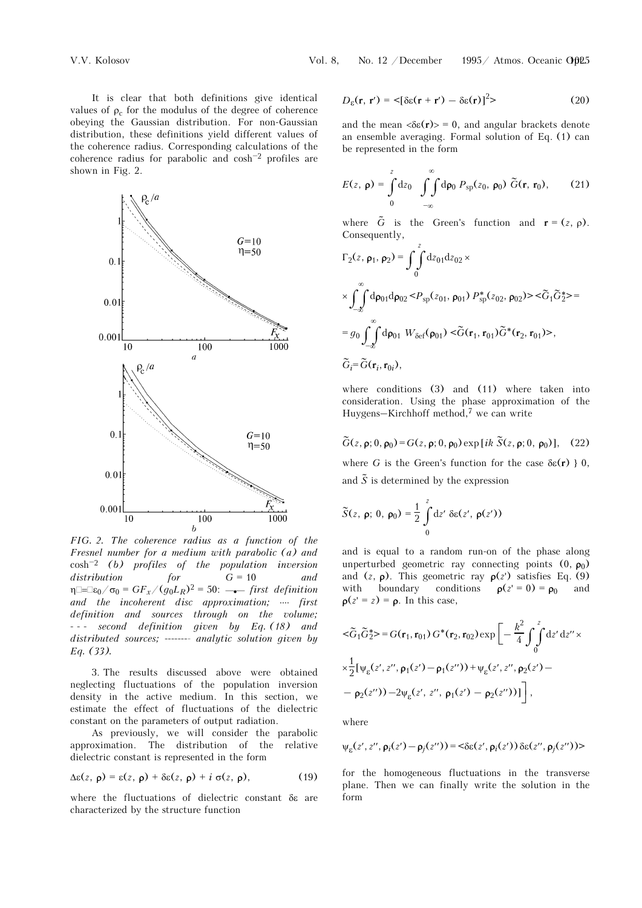It is clear that both definitions give identical values of $\rho_c$ for the modulus of the degree of coherence obeying the Gaussian distribution. For non-Gaussian distribution, these definitions yield different values of the coherence radius. Corresponding calculations of the coherence radius for parabolic and $\cosh^{-2}$ profiles are shown in Fig. 2.

*FIG. 2. The coherence radius as a function of the Fresnel number for a medium with parabolic (a) and $\cosh^{-2}$ (b) profiles of the population inversion distribution for $G = 10$ and $\eta = \varepsilon_0/\sigma_0 = GF_x/(g_0L_R)^2 = 50$: —•— first definition and the incoherent disc approximation; ···· first definition and sources through on the volume; - - - second definition given by Eq. (18) and distributed sources; -------- analytic solution given by Eq. (33).*

3. The results discussed above were obtained neglecting fluctuations of the population inversion density in the active medium. In this section, we estimate the effect of fluctuations of the dielectric constant on the parameters of output radiation.

As previously, we will consider the parabolic approximation. The distribution of the relative dielectric constant is represented in the form

$$\Delta\varepsilon(z, \rho) = \varepsilon(z, \rho) + \delta\varepsilon(z, \rho) + i\,\sigma(z, \rho), \tag{19}$$

where the fluctuations of dielectric constant $\delta\varepsilon$ are characterized by the structure function

$$D_\varepsilon(\mathbf{r}, \mathbf{r}') = \langle[\delta\varepsilon(\mathbf{r} + \mathbf{r}') - \delta\varepsilon(\mathbf{r})]^2\rangle \tag{20}$$

and the mean $\langle\delta\varepsilon(\mathbf{r})\rangle = 0$, and angular brackets denote an ensemble averaging. Formal solution of Eq. (1) can be represented in the form

$$E(z, \rho) = \int\limits_0^z dz_0 \iint\limits_{-\infty}^{\infty} d\rho_0\, P_{sp}(z_0, \rho_0)\, \tilde{G}(\mathbf{r}, \mathbf{r}_0), \tag{21}$$

where $\tilde{G}$ is the Green's function and $\mathbf{r} = (z, \rho)$. Consequently,

$$\Gamma_2(z, \rho_1, \rho_2) = \iint\limits_0^z dz_{01}dz_{02} \times$$

$$\times \iint\limits_{-\infty}^{\infty} d\rho_{01}d\rho_{02} \langle P_{sp}(z_{01}, \rho_{01})\, P^*_{sp}(z_{02}, \rho_{02})\rangle \langle\tilde{G}_1\tilde{G}_2^*\rangle =$$

$$= g_0 \iint\limits_{-\infty}^{\infty} d\rho_{01}\, W_{\delta ef}(\rho_{01}) \langle\tilde{G}(\mathbf{r}_1, \mathbf{r}_{01})\tilde{G}^*(\mathbf{r}_2, \mathbf{r}_{01})\rangle,$$

$$\tilde{G}_i = \tilde{G}(\mathbf{r}_i, \mathbf{r}_{0i}),$$

where conditions (3) and (11) where taken into consideration. Using the phase approximation of the Huygens–Kirchhoff method,[7] we can write

$$\tilde{G}(z, \rho; 0, \rho_0) = G(z, \rho; 0, \rho_0) \exp[ik\,\tilde{S}(z, \rho; 0, \rho_0)], \tag{22}$$

where $G$ is the Green's function for the case $\delta\varepsilon(\mathbf{r}) \equiv 0$, and $\tilde{S}$ is determined by the expression

$$\tilde{S}(z, \rho; 0, \rho_0) = \frac{1}{2}\int\limits_0^z dz'\, \delta\varepsilon(z', \rho(z'))$$

and is equal to a random run-on of the phase along unperturbed geometric ray connecting points $(0, \rho_0)$ and $(z, \rho)$. This geometric ray $\rho(z')$ satisfies Eq. (9) with boundary conditions $\rho(z' = 0) = \rho_0$ and $\rho(z' = z) = \rho$. In this case,

$$\langle\tilde{G}_1\tilde{G}_2^*\rangle = G(\mathbf{r}_1, \mathbf{r}_{01})\, G^*(\mathbf{r}_2, \mathbf{r}_{02}) \exp\left[-\frac{k^2}{4}\iint\limits_0^z dz'\,dz'' \times \right.$$

$$\times \frac{1}{2}[\psi_\varepsilon(z', z'', \rho_1(z') - \rho_1(z'')) + \psi_\varepsilon(z', z'', \rho_2(z') -$$

$$\left. - \rho_2(z'')) - 2\psi_\varepsilon(z', z'', \rho_1(z') - \rho_2(z''))]\right],$$

where

$$\psi_\varepsilon(z', z'', \rho_i(z') - \rho_j(z'')) = \langle\delta\varepsilon(z', \rho_i(z'))\,\delta\varepsilon(z'', \rho_j(z''))\rangle$$

for the homogeneous fluctuations in the transverse plane. Then we can finally write the solution in the form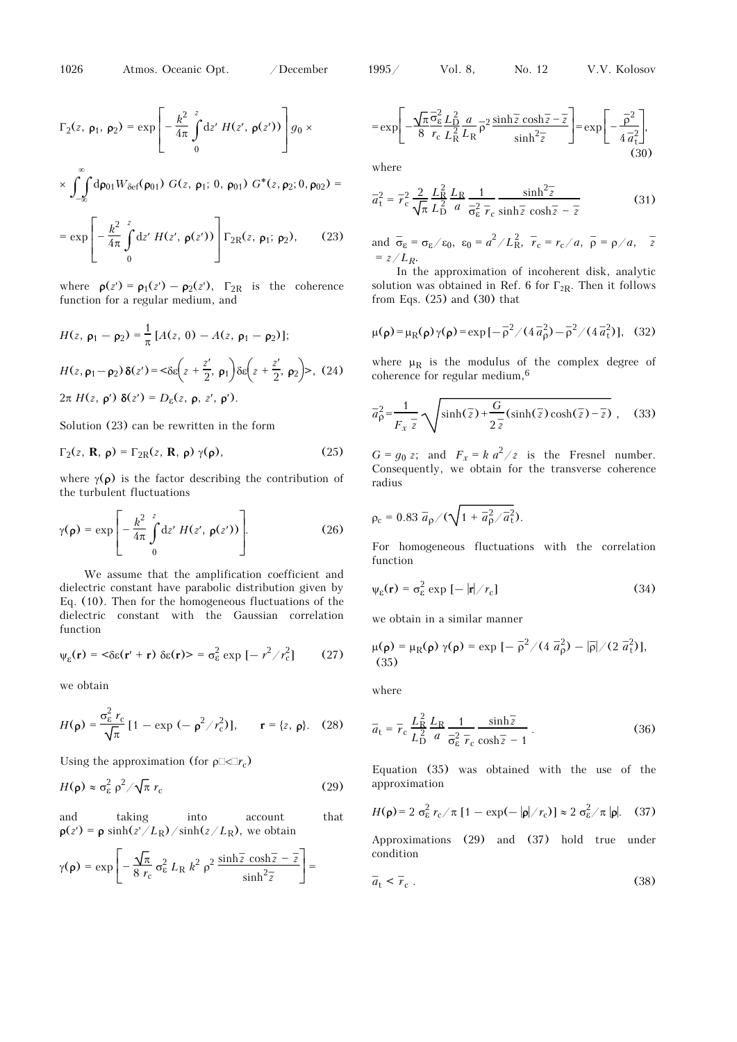$$\Gamma_2(z, \boldsymbol{\rho}_1, \boldsymbol{\rho}_2) = \exp\left[-\frac{k^2}{4\pi}\int\limits_0^z \mathrm{d}z'\, H(z', \boldsymbol{\rho}(z'))\right] g_0 \times$$

$$\times \int\!\!\int\limits_{-\infty}^{\infty} \mathrm{d}\boldsymbol{\rho}_{01} W_{\delta\mathrm{ef}}(\boldsymbol{\rho}_{01})\, G(z, \boldsymbol{\rho}_1; 0, \boldsymbol{\rho}_{01})\, G^*(z, \boldsymbol{\rho}_2; 0, \boldsymbol{\rho}_{02}) =$$

$$= \exp\left[-\frac{k^2}{4\pi}\int\limits_0^z \mathrm{d}z'\, H(z', \boldsymbol{\rho}(z'))\right] \Gamma_{2\mathrm{R}}(z, \boldsymbol{\rho}_1; \boldsymbol{\rho}_2), \qquad (23)$$

where $\boldsymbol{\rho}(z') = \boldsymbol{\rho}_1(z') - \boldsymbol{\rho}_2(z')$, $\Gamma_{2\mathrm{R}}$ is the coherence function for a regular medium, and

$$H(z, \boldsymbol{\rho}_1 - \boldsymbol{\rho}_2) = \frac{1}{\pi}\,[A(z, 0) - A(z, \boldsymbol{\rho}_1 - \boldsymbol{\rho}_2)];$$

$$H(z, \boldsymbol{\rho}_1 - \boldsymbol{\rho}_2)\, \delta(z') = \left\langle \delta\varepsilon\!\left(z + \frac{z'}{2}, \boldsymbol{\rho}_1\right) \delta\varepsilon\!\left(z + \frac{z'}{2}, \boldsymbol{\rho}_2\right)\right\rangle, \quad (24)$$

$$2\pi\, H(z, \boldsymbol{\rho}')\, \delta(z') = D_\varepsilon(z, \boldsymbol{\rho}, z', \boldsymbol{\rho}').$$

Solution (23) can be rewritten in the form

$$\Gamma_2(z, \mathbf{R}, \boldsymbol{\rho}) = \Gamma_{2\mathrm{R}}(z, \mathbf{R}, \boldsymbol{\rho})\, \gamma(\boldsymbol{\rho}), \qquad (25)$$

where $\gamma(\boldsymbol{\rho})$ is the factor describing the contribution of the turbulent fluctuations

$$\gamma(\boldsymbol{\rho}) = \exp\left[-\frac{k^2}{4\pi}\int\limits_0^z \mathrm{d}z'\, H(z', \boldsymbol{\rho}(z'))\right]. \qquad (26)$$

We assume that the amplification coefficient and dielectric constant have parabolic distribution given by Eq. (10). Then for the homogeneous fluctuations of the dielectric constant with the Gaussian correlation function

$$\psi_\varepsilon(\mathbf{r}) = \langle \delta\varepsilon(\mathbf{r}' + \mathbf{r})\, \delta\varepsilon(\mathbf{r})\rangle = \sigma_\varepsilon^2 \exp\,[-\,r^2/r_c^2] \qquad (27)$$

we obtain

$$H(\boldsymbol{\rho}) = \frac{\sigma_\varepsilon^2\, r_c}{\sqrt{\pi}}\,[1 - \exp\,(-\,\boldsymbol{\rho}^2/r_c^2)], \qquad \mathbf{r} = \{z, \boldsymbol{\rho}\}. \quad (28)$$

Using the approximation (for $\rho << r_c$)

$$H(\boldsymbol{\rho}) \approx \sigma_\varepsilon^2\, \rho^2/\sqrt{\pi}\, r_c \qquad (29)$$

and taking into account that $\boldsymbol{\rho}(z') = \boldsymbol{\rho}\, \sinh(z'/L_\mathrm{R})/\sinh(z/L_\mathrm{R})$, we obtain

$$\gamma(\boldsymbol{\rho}) = \exp\left[-\frac{\sqrt{\pi}}{8\, r_c}\, \sigma_\varepsilon^2\, L_\mathrm{R}\, k^2\, \rho^2\, \frac{\sinh\bar{z}\, \cosh\bar{z} - \bar{z}}{\sinh^2\bar{z}}\right] =$$

$$= \exp\left[-\frac{\sqrt{\pi}\,\bar{\sigma}_\varepsilon^2}{8}\frac{L_\mathrm{D}^2}{r_c}\frac{a}{L_\mathrm{R}^2}\frac{a}{L_\mathrm{R}}\bar{\rho}^2\, \frac{\sinh\bar{z}\, \cosh\bar{z} - \bar{z}}{\sinh^2\bar{z}}\right] = \exp\left[-\frac{\bar{\rho}^2}{4\,\bar{a}_\mathrm{t}^2}\right], \qquad (30)$$

where

$$\bar{a}_\mathrm{t}^2 = \bar{r}_c^2\, \frac{2}{\sqrt{\pi}}\, \frac{L_\mathrm{R}^2}{L_\mathrm{D}^2}\, \frac{L_\mathrm{R}}{a}\, \frac{1}{\bar{\sigma}_\varepsilon^2\, \bar{r}_c}\, \frac{\sinh^2\bar{z}}{\sinh\bar{z}\, \cosh\bar{z} - \bar{z}} \qquad (31)$$

and $\bar{\sigma}_\varepsilon = \sigma_\varepsilon/\varepsilon_0$, $\varepsilon_0 = a^2/L_\mathrm{R}^2$, $\bar{r}_c = r_c/a$, $\bar{\rho} = \rho/a$, $\bar{z} = z/L_R$.

In the approximation of incoherent disk, analytic solution was obtained in Ref. 6 for $\Gamma_{2\mathrm{R}}$. Then it follows from Eqs. (25) and (30) that

$$\mu(\boldsymbol{\rho}) = \mu_\mathrm{R}(\boldsymbol{\rho})\, \gamma(\boldsymbol{\rho}) = \exp\,[-\,\bar{\rho}^2/(4\,\bar{a}_\rho^2) - \bar{\rho}^2/(4\,\bar{a}_\mathrm{t}^2)], \quad (32)$$

where $\mu_\mathrm{R}$ is the modulus of the complex degree of coherence for regular medium,[6]

$$\bar{a}_\rho^2 = \frac{1}{F_x\, \bar{z}}\sqrt{\sinh(\bar{z}) + \frac{G}{2\,\bar{z}}\,(\sinh(\bar{z})\cosh(\bar{z}) - \bar{z})}\,, \quad (33)$$

$G = g_0\, z$; and $F_x = k\, a^2/z$ is the Fresnel number. Consequently, we obtain for the transverse coherence radius

$$\rho_c = 0.83\, \bar{a}_\rho/(\sqrt{1 + \bar{a}_\rho^2/\bar{a}_\mathrm{t}^2}).$$

For homogeneous fluctuations with the correlation function

$$\psi_\varepsilon(\mathbf{r}) = \sigma_\varepsilon^2 \exp\,[-\,|\mathbf{r}|/r_c] \qquad (34)$$

we obtain in a similar manner

$$\mu(\boldsymbol{\rho}) = \mu_\mathrm{R}(\boldsymbol{\rho})\, \gamma(\boldsymbol{\rho}) = \exp\,[-\,\bar{\rho}^2/(4\,\bar{a}_\rho^2) - |\bar{\rho}|/(2\,\bar{a}_\mathrm{t}^2)], \qquad (35)$$

where

$$\bar{a}_\mathrm{t} = \bar{r}_c\, \frac{L_\mathrm{R}^2}{L_\mathrm{D}^2}\, \frac{L_\mathrm{R}}{a}\, \frac{1}{\bar{\sigma}_\varepsilon^2\, \bar{r}_c}\, \frac{\sinh\bar{z}}{\cosh\bar{z} - 1}\,. \qquad (36)$$

Equation (35) was obtained with the use of the approximation

$$H(\boldsymbol{\rho}) = 2\, \sigma_\varepsilon^2\, r_c/\pi\,[1 - \exp(-\,|\boldsymbol{\rho}|/r_c)] \approx 2\, \sigma_\varepsilon^2/\pi\, |\boldsymbol{\rho}|. \quad (37)$$

Approximations (29) and (37) hold true under condition

$$\bar{a}_\mathrm{t} < \bar{r}_c\,. \qquad (38)$$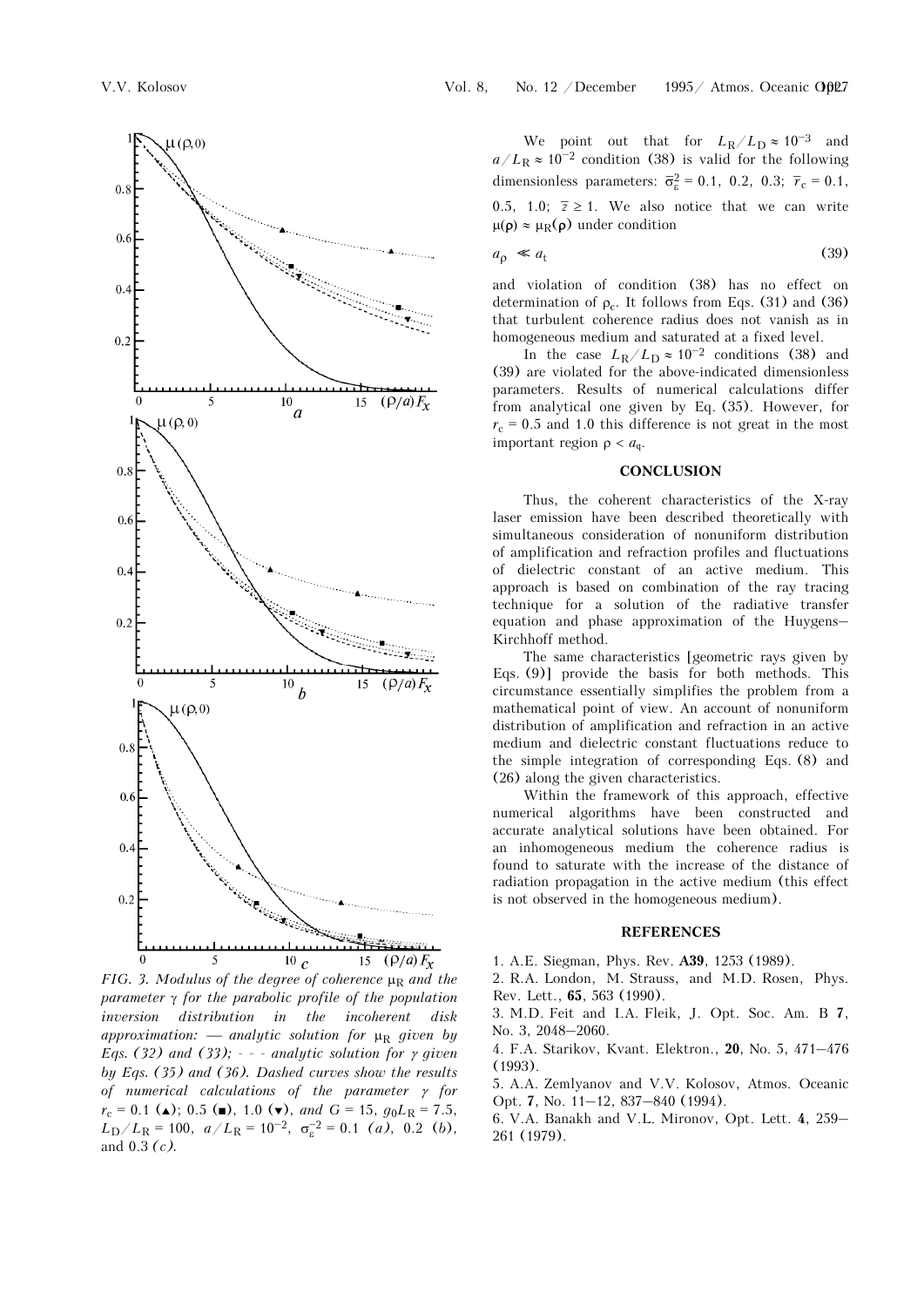$\mu(\rho, 0)$

0.8
0.6
0.4
0.2
0
5
10
15
$(\rho/a)F_x$
*a*

$\mu(\rho, 0)$

0.8
0.6
0.4
0.2
0
5
10
15
$(\rho/a)F_x$
*b*

$\mu(\rho, 0)$

0.8
0.6
0.4
0.2
0
5
10
15
$(\rho/a)F_x$
*c*

*FIG. 3. Modulus of the degree of coherence $\mu_R$ and the parameter $\gamma$ for the parabolic profile of the population inversion distribution in the incoherent disk approximation: — analytic solution for $\mu_R$ given by Eqs. (32) and (33); - - - analytic solution for $\gamma$ given by Eqs. (35) and (36). Dashed curves show the results of numerical calculations of the parameter $\gamma$ for* $r_c = 0.1$ (▲); 0.5 (■), 1.0 (▼), *and* $G = 15$, $g_0 L_R = 7.5$, $L_D/L_R = 100$, $a/L_R = 10^{-2}$, $\sigma_\varepsilon^{-2} = 0.1$ *(a)*, 0.2 (*b*), and 0.3 *(c)*.

We point out that for $L_R/L_D \approx 10^{-3}$ and $a/L_R \approx 10^{-2}$ condition (38) is valid for the following dimensionless parameters: $\bar{\sigma}_\varepsilon^2 = 0.1$, 0.2, 0.3; $\bar{r}_c = 0.1$, 0.5, 1.0; $\bar{z} \geq 1$. We also notice that we can write $\mu(\rho) \approx \mu_R(\rho)$ under condition

$$a_\rho \ll a_t \tag{39}$$

and violation of condition (38) has no effect on determination of $\rho_c$. It follows from Eqs. (31) and (36) that turbulent coherence radius does not vanish as in homogeneous medium and saturated at a fixed level.

In the case $L_R/L_D \approx 10^{-2}$ conditions (38) and (39) are violated for the above-indicated dimensionless parameters. Results of numerical calculations differ from analytical one given by Eq. (35). However, for $r_c = 0.5$ and 1.0 this difference is not great in the most important region $\rho < a_q$.

## CONCLUSION

Thus, the coherent characteristics of the X-ray laser emission have been described theoretically with simultaneous consideration of nonuniform distribution of amplification and refraction profiles and fluctuations of dielectric constant of an active medium. This approach is based on combination of the ray tracing technique for a solution of the radiative transfer equation and phase approximation of the Huygens–Kirchhoff method.

The same characteristics [geometric rays given by Eqs. (9)] provide the basis for both methods. This circumstance essentially simplifies the problem from a mathematical point of view. An account of nonuniform distribution of amplification and refraction in an active medium and dielectric constant fluctuations reduce to the simple integration of corresponding Eqs. (8) and (26) along the given characteristics.

Within the framework of this approach, effective numerical algorithms have been constructed and accurate analytical solutions have been obtained. For an inhomogeneous medium the coherence radius is found to saturate with the increase of the distance of radiation propagation in the active medium (this effect is not observed in the homogeneous medium).

## REFERENCES

1. A.E. Siegman, Phys. Rev. **A39**, 1253 (1989).
2. R.A. London, M. Strauss, and M.D. Rosen, Phys. Rev. Lett., **65**, 563 (1990).
3. M.D. Feit and I.A. Fleik, J. Opt. Soc. Am. B **7**, No. 3, 2048–2060.
4. F.A. Starikov, Kvant. Elektron., **20**, No. 5, 471–476 (1993).
5. A.A. Zemlyanov and V.V. Kolosov, Atmos. Oceanic Opt. **7**, No. 11–12, 837–840 (1994).
6. V.A. Banakh and V.L. Mironov, Opt. Lett. **4**, 259–261 (1979).